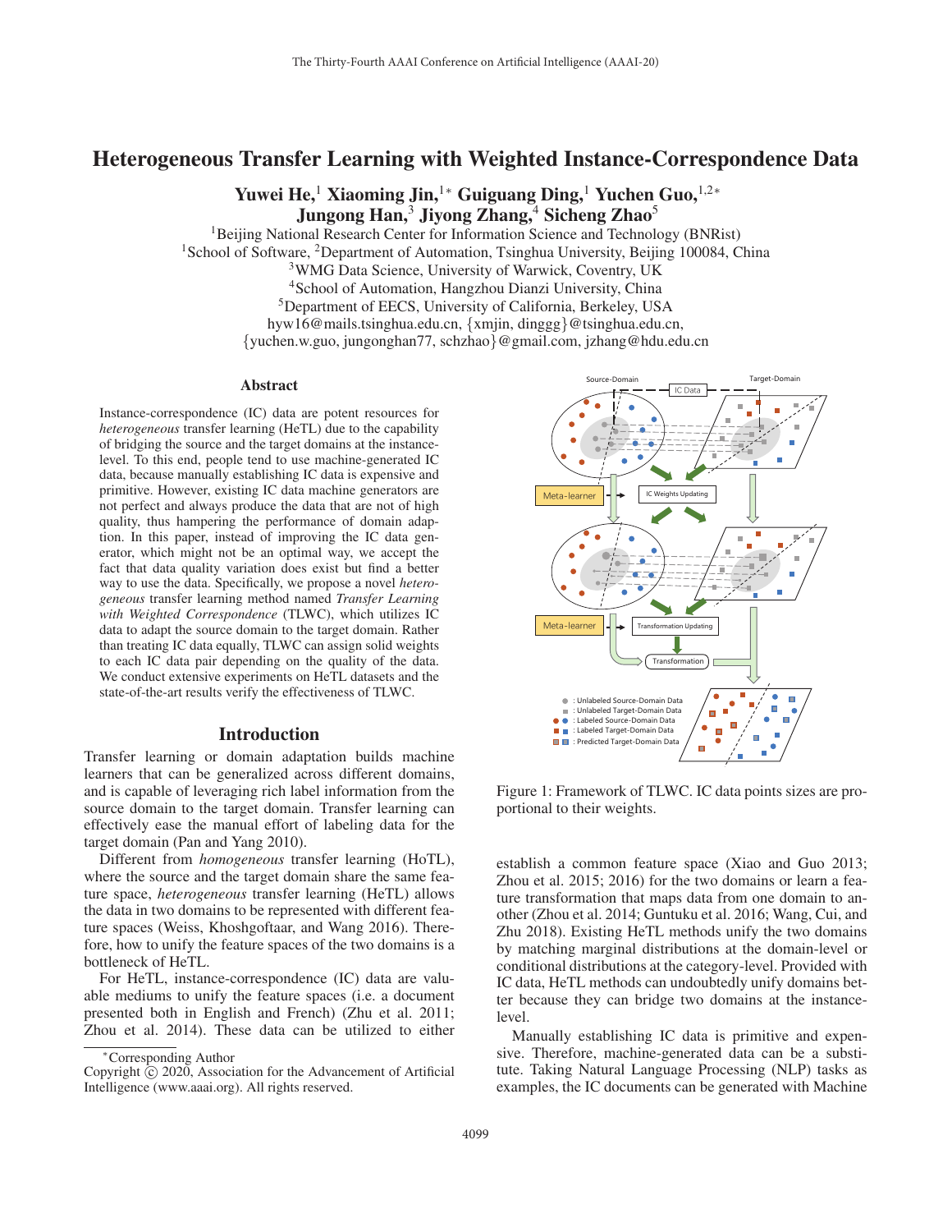# Heterogeneous Transfer Learning with Weighted Instance-Correspondence Data

**Yuwei He,[1] Xiaoming Jin,[1*] Guiguang Ding,[1] Yuchen Guo,[1,2*]**
**Jungong Han,[3] Jiyong Zhang,[4] Sicheng Zhao[5]**

[1]Beijing National Research Center for Information Science and Technology (BNRist)
[1]School of Software, [2]Department of Automation, Tsinghua University, Beijing 100084, China
[3]WMG Data Science, University of Warwick, Coventry, UK
[4]School of Automation, Hangzhou Dianzi University, China
[5]Department of EECS, University of California, Berkeley, USA
hyw16@mails.tsinghua.edu.cn, {xmjin, dinggg}@tsinghua.edu.cn,
{yuchen.w.guo, jungonghan77, schzhao}@gmail.com, jzhang@hdu.edu.cn

## Abstract

Instance-correspondence (IC) data are potent resources for *heterogeneous* transfer learning (HeTL) due to the capability of bridging the source and the target domains at the instance-level. To this end, people tend to use machine-generated IC data, because manually establishing IC data is expensive and primitive. However, existing IC data machine generators are not perfect and always produce the data that are not of high quality, thus hampering the performance of domain adaptation. In this paper, instead of improving the IC data generator, which might not be an optimal way, we accept the fact that data quality variation does exist but find a better way to use the data. Specifically, we propose a novel *heterogeneous* transfer learning method named *Transfer Learning with Weighted Correspondence* (TLWC), which utilizes IC data to adapt the source domain to the target domain. Rather than treating IC data equally, TLWC can assign solid weights to each IC data pair depending on the quality of the data. We conduct extensive experiments on HeTL datasets and the state-of-the-art results verify the effectiveness of TLWC.

## Introduction

Transfer learning or domain adaptation builds machine learners that can be generalized across different domains, and is capable of leveraging rich label information from the source domain to the target domain. Transfer learning can effectively ease the manual effort of labeling data for the target domain (Pan and Yang 2010).

Different from *homogeneous* transfer learning (HoTL), where the source and the target domain share the same feature space, *heterogeneous* transfer learning (HeTL) allows the data in two domains to be represented with different feature spaces (Weiss, Khoshgoftaar, and Wang 2016). Therefore, how to unify the feature spaces of the two domains is a bottleneck of HeTL.

For HeTL, instance-correspondence (IC) data are valuable mediums to unify the feature spaces (i.e. a document presented both in English and French) (Zhu et al. 2011; Zhou et al. 2014). These data can be utilized to either establish a common feature space (Xiao and Guo 2013; Zhou et al. 2015; 2016) for the two domains or learn a feature transformation that maps data from one domain to another (Zhou et al. 2014; Guntuku et al. 2016; Wang, Cui, and Zhu 2018). Existing HeTL methods unify the two domains by matching marginal distributions at the domain-level or conditional distributions at the category-level. Provided with IC data, HeTL methods can undoubtedly unify domains better because they can bridge two domains at the instance-level.

Manually establishing IC data is primitive and expensive. Therefore, machine-generated data can be a substitute. Taking Natural Language Processing (NLP) tasks as examples, the IC documents can be generated with Machine

Figure 1: Framework of TLWC. IC data points sizes are proportional to their weights.

*Corresponding Author
Copyright © 2020, Association for the Advancement of Artificial Intelligence (www.aaai.org). All rights reserved.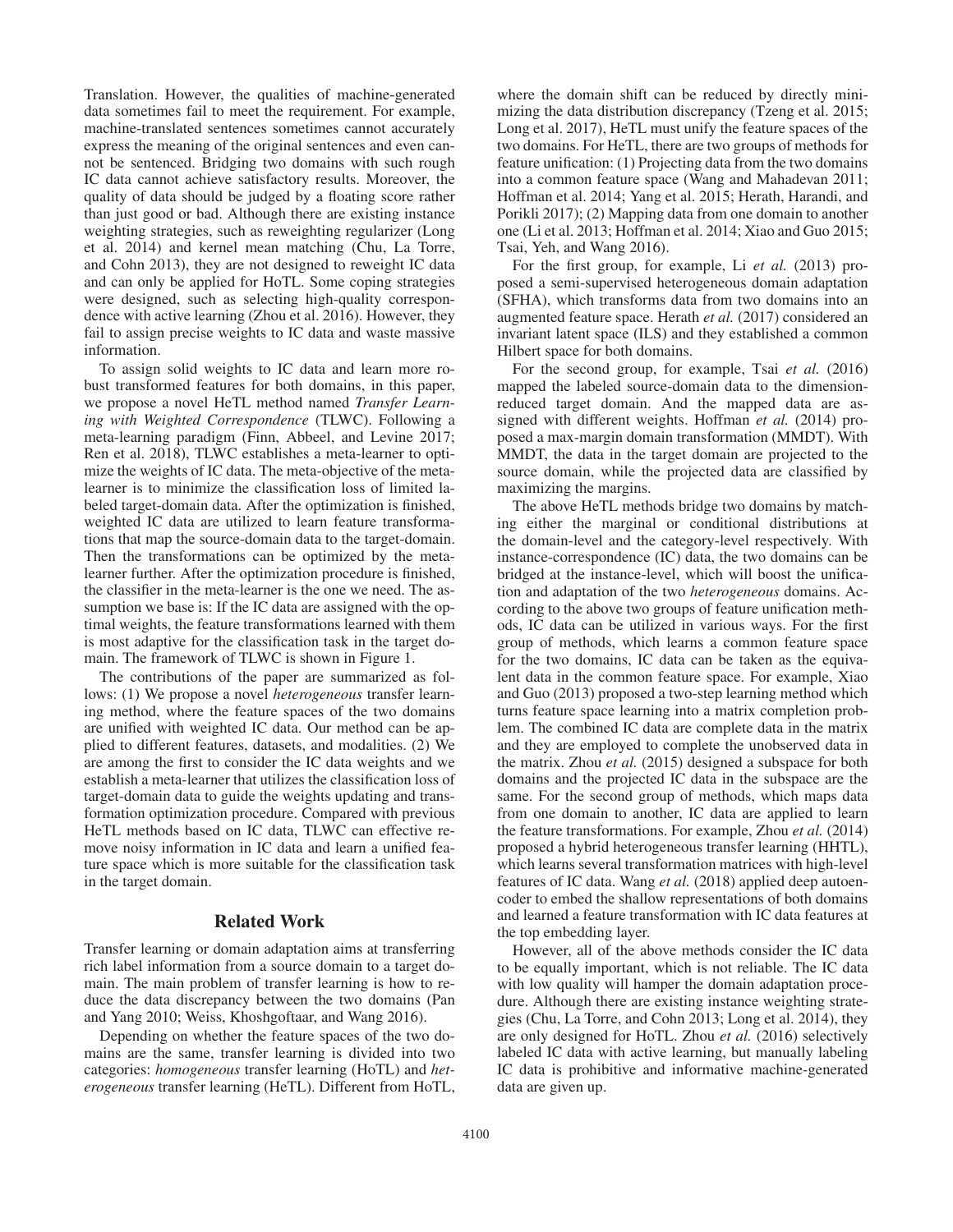Translation. However, the qualities of machine-generated data sometimes fail to meet the requirement. For example, machine-translated sentences sometimes cannot accurately express the meaning of the original sentences and even cannot be sentenced. Bridging two domains with such rough IC data cannot achieve satisfactory results. Moreover, the quality of data should be judged by a floating score rather than just good or bad. Although there are existing instance weighting strategies, such as reweighting regularizer (Long et al. 2014) and kernel mean matching (Chu, La Torre, and Cohn 2013), they are not designed to reweight IC data and can only be applied for HoTL. Some coping strategies were designed, such as selecting high-quality correspondence with active learning (Zhou et al. 2016). However, they fail to assign precise weights to IC data and waste massive information.

To assign solid weights to IC data and learn more robust transformed features for both domains, in this paper, we propose a novel HeTL method named *Transfer Learning with Weighted Correspondence* (TLWC). Following a meta-learning paradigm (Finn, Abbeel, and Levine 2017; Ren et al. 2018), TLWC establishes a meta-learner to optimize the weights of IC data. The meta-objective of the meta-learner is to minimize the classification loss of limited labeled target-domain data. After the optimization is finished, weighted IC data are utilized to learn feature transformations that map the source-domain data to the target-domain. Then the transformations can be optimized by the meta-learner further. After the optimization procedure is finished, the classifier in the meta-learner is the one we need. The assumption we base is: If the IC data are assigned with the optimal weights, the feature transformations learned with them is most adaptive for the classification task in the target domain. The framework of TLWC is shown in Figure 1.

The contributions of the paper are summarized as follows: (1) We propose a novel *heterogeneous* transfer learning method, where the feature spaces of the two domains are unified with weighted IC data. Our method can be applied to different features, datasets, and modalities. (2) We are among the first to consider the IC data weights and we establish a meta-learner that utilizes the classification loss of target-domain data to guide the weights updating and transformation optimization procedure. Compared with previous HeTL methods based on IC data, TLWC can effective remove noisy information in IC data and learn a unified feature space which is more suitable for the classification task in the target domain.

## Related Work

Transfer learning or domain adaptation aims at transferring rich label information from a source domain to a target domain. The main problem of transfer learning is how to reduce the data discrepancy between the two domains (Pan and Yang 2010; Weiss, Khoshgoftaar, and Wang 2016).

Depending on whether the feature spaces of the two domains are the same, transfer learning is divided into two categories: *homogeneous* transfer learning (HoTL) and *heterogeneous* transfer learning (HeTL). Different from HoTL, where the domain shift can be reduced by directly minimizing the data distribution discrepancy (Tzeng et al. 2015; Long et al. 2017), HeTL must unify the feature spaces of the two domains. For HeTL, there are two groups of methods for feature unification: (1) Projecting data from the two domains into a common feature space (Wang and Mahadevan 2011; Hoffman et al. 2014; Yang et al. 2015; Herath, Harandi, and Porikli 2017); (2) Mapping data from one domain to another one (Li et al. 2013; Hoffman et al. 2014; Xiao and Guo 2015; Tsai, Yeh, and Wang 2016).

For the first group, for example, Li *et al.* (2013) proposed a semi-supervised heterogeneous domain adaptation (SFHA), which transforms data from two domains into an augmented feature space. Herath *et al.* (2017) considered an invariant latent space (ILS) and they established a common Hilbert space for both domains.

For the second group, for example, Tsai *et al.* (2016) mapped the labeled source-domain data to the dimension-reduced target domain. And the mapped data are assigned with different weights. Hoffman *et al.* (2014) proposed a max-margin domain transformation (MMDT). With MMDT, the data in the target domain are projected to the source domain, while the projected data are classified by maximizing the margins.

The above HeTL methods bridge two domains by matching either the marginal or conditional distributions at the domain-level and the category-level respectively. With instance-correspondence (IC) data, the two domains can be bridged at the instance-level, which will boost the unification and adaptation of the two *heterogeneous* domains. According to the above two groups of feature unification methods, IC data can be utilized in various ways. For the first group of methods, which learns a common feature space for the two domains, IC data can be taken as the equivalent data in the common feature space. For example, Xiao and Guo (2013) proposed a two-step learning method which turns feature space learning into a matrix completion problem. The combined IC data are complete data in the matrix and they are employed to complete the unobserved data in the matrix. Zhou *et al.* (2015) designed a subspace for both domains and the projected IC data in the subspace are the same. For the second group of methods, which maps data from one domain to another, IC data are applied to learn the feature transformations. For example, Zhou *et al.* (2014) proposed a hybrid heterogeneous transfer learning (HHTL), which learns several transformation matrices with high-level features of IC data. Wang *et al.* (2018) applied deep autoencoder to embed the shallow representations of both domains and learned a feature transformation with IC data features at the top embedding layer.

However, all of the above methods consider the IC data to be equally important, which is not reliable. The IC data with low quality will hamper the domain adaptation procedure. Although there are existing instance weighting strategies (Chu, La Torre, and Cohn 2013; Long et al. 2014), they are only designed for HoTL. Zhou *et al.* (2016) selectively labeled IC data with active learning, but manually labeling IC data is prohibitive and informative machine-generated data are given up.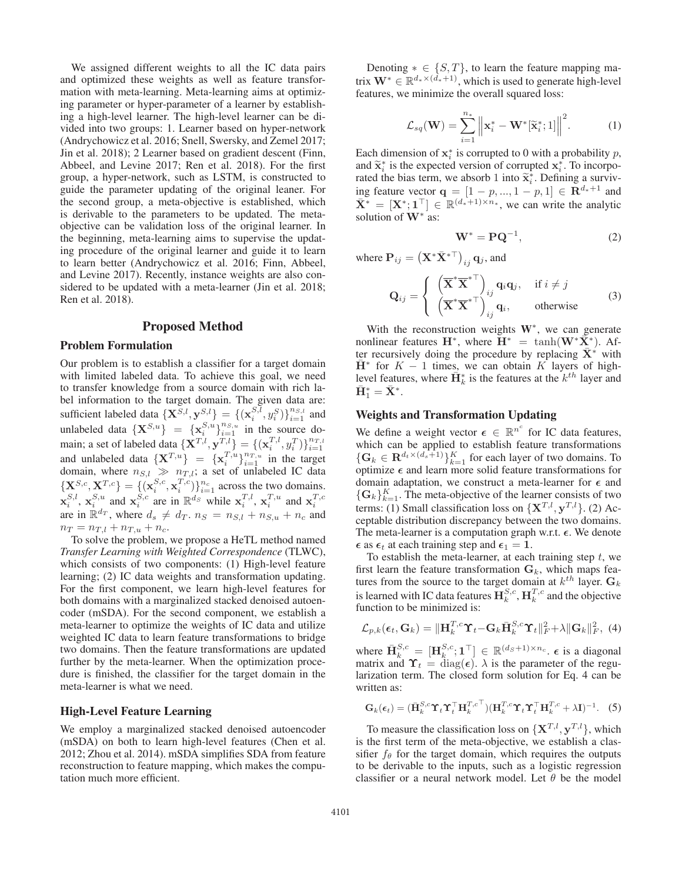We assigned different weights to all the IC data pairs and optimized these weights as well as feature transformation with meta-learning. Meta-learning aims at optimizing parameter or hyper-parameter of a learner by establishing a high-level learner. The high-level learner can be divided into two groups: 1. Learner based on hyper-network (Andrychowicz et al. 2016; Snell, Swersky, and Zemel 2017; Jin et al. 2018); 2 Learner based on gradient descent (Finn, Abbeel, and Levine 2017; Ren et al. 2018). For the first group, a hyper-network, such as LSTM, is constructed to guide the parameter updating of the original leaner. For the second group, a meta-objective is established, which is derivable to the parameters to be updated. The meta-objective can be validation loss of the original learner. In the beginning, meta-learning aims to supervise the updating procedure of the original leaner and guide it to learn to learn better (Andrychowicz et al. 2016; Finn, Abbeel, and Levine 2017). Recently, instance weights are also considered to be updated with a meta-learner (Jin et al. 2018; Ren et al. 2018).

## Proposed Method

### Problem Formulation

Our problem is to establish a classifier for a target domain with limited labeled data. To achieve this goal, we need to transfer knowledge from a source domain with rich label information to the target domain. The given data are: sufficient labeled data $\{\mathbf{X}^{S,l}, \mathbf{y}^{S,l}\} = \{(\mathbf{x}_i^{S,l}, y_i^S)\}_{i=1}^{n_{S,l}}$ and unlabeled data $\{\mathbf{X}^{S,u}\} = \{\mathbf{x}_i^{S,u}\}_{i=1}^{n_{S,u}}$ in the source domain; a set of labeled data $\{\mathbf{X}^{T,l}, \mathbf{y}^{T,l}\} = \{(\mathbf{x}_i^{T,l}, y_i^T)\}_{i=1}^{n_{T,l}}$ and unlabeled data $\{\mathbf{X}^{T,u}\} = \{\mathbf{x}_i^{T,u}\}_{i=1}^{n_{T,u}}$ in the target domain, where $n_{S,l} \gg n_{T,l}$; a set of unlabeled IC data $\{\mathbf{X}^{S,c}, \mathbf{X}^{T,c}\} = \{(\mathbf{x}_i^{S,c}, \mathbf{x}_i^{T,c})\}_{i=1}^{n_c}$ across the two domains. $\mathbf{x}_i^{S,l}$, $\mathbf{x}_i^{S,u}$ and $\mathbf{x}_i^{S,c}$ are in $\mathbb{R}^{d_S}$ while $\mathbf{x}_i^{T,l}$, $\mathbf{x}_i^{T,u}$ and $\mathbf{x}_i^{T,c}$ are in $\mathbb{R}^{d_T}$, where $d_s \neq d_T$. $n_S = n_{S,l} + n_{S,u} + n_c$ and $n_T = n_{T,l} + n_{T,u} + n_c$.

To solve the problem, we propose a HeTL method named *Transfer Learning with Weighted Correspondence* (TLWC), which consists of two components: (1) High-level feature learning; (2) IC data weights and transformation updating. For the first component, we learn high-level features for both domains with a marginalized stacked denoised autoencoder (mSDA). For the second component, we establish a meta-learner to optimize the weights of IC data and utilize weighted IC data to learn feature transformations to bridge two domains. Then the feature transformations are updated further by the meta-learner. When the optimization procedure is finished, the classifier for the target domain in the meta-learner is what we need.

### High-Level Feature Learning

We employ a marginalized stacked denoised autoencoder (mSDA) on both to learn high-level features (Chen et al. 2012; Zhou et al. 2014). mSDA simplifies SDA from feature reconstruction to feature mapping, which makes the computation much more efficient.

Denoting $* \in \{S, T\}$, to learn the feature mapping matrix $\mathbf{W}^* \in \mathbb{R}^{d_* \times (d_* + 1)}$, which is used to generate high-level features, we minimize the overall squared loss:

$$\mathcal{L}_{sq}(\mathbf{W}) = \sum_{i=1}^{n_*} \left\| \mathbf{x}_i^* - \mathbf{W}^*[\widetilde{\mathbf{x}}_i^*; 1] \right\|^2. \tag{1}$$

Each dimension of $\mathbf{x}_i^*$ is corrupted to 0 with a probability $p$, and $\widetilde{\mathbf{x}}_i^*$ is the expected version of corrupted $\mathbf{x}_i^*$. To incorporated the bias term, we absorb 1 into $\widetilde{\mathbf{x}}_i^*$. Defining a surviving feature vector $\mathbf{q} = [1-p, ..., 1-p, 1] \in \mathbf{R}^{d_*+1}$ and $\bar{\mathbf{X}}^* = [\mathbf{X}^*; \mathbf{1}^\top] \in \mathbb{R}^{(d_*+1) \times n_*}$, we can write the analytic solution of $\mathbf{W}^*$ as:

$$\mathbf{W}^* = \mathbf{P}\mathbf{Q}^{-1}, \tag{2}$$

where $\mathbf{P}_{ij} = \left(\mathbf{X}^* \bar{\mathbf{X}}^{*\top}\right)_{ij} \mathbf{q}_j$, and

$$\mathbf{Q}_{ij} = \begin{cases} \left(\overline{\mathbf{X}}^* \overline{\mathbf{X}}^{*\top}\right)_{ij} \mathbf{q}_i \mathbf{q}_j, & \text{if } i \neq j \\ \left(\overline{\mathbf{X}}^* \overline{\mathbf{X}}^{*\top}\right)_{ij} \mathbf{q}_i, & \text{otherwise} \end{cases} \tag{3}$$

With the reconstruction weights $\mathbf{W}^*$, we can generate nonlinear features $\mathbf{H}^*$, where $\mathbf{H}^* = \tanh(\mathbf{W}^* \bar{\mathbf{X}}^*)$. After recursively doing the procedure by replacing $\bar{\mathbf{X}}^*$ with $\bar{\mathbf{H}}^*$ for $K-1$ times, we can obtain $K$ layers of high-level features, where $\bar{\mathbf{H}}_k^*$ is the features at the $k^{th}$ layer and $\bar{\mathbf{H}}_1^* = \bar{\mathbf{X}}^*$.

### Weights and Transformation Updating

We define a weight vector $\boldsymbol{\epsilon} \in \mathbb{R}^{n^c}$ for IC data features, which can be applied to establish feature transformations $\{\mathbf{G}_k \in \mathbf{R}^{d_t \times (d_s+1)}\}_{k=1}^K$ for each layer of two domains. To optimize $\boldsymbol{\epsilon}$ and learn more solid feature transformations for domain adaptation, we construct a meta-learner for $\boldsymbol{\epsilon}$ and $\{\mathbf{G}_k\}_{k=1}^K$. The meta-objective of the learner consists of two terms: (1) Small classification loss on $\{\mathbf{X}^{T,l}, \mathbf{y}^{T,l}\}$. (2) Acceptable distribution discrepancy between the two domains. The meta-learner is a computation graph w.r.t. $\boldsymbol{\epsilon}$. We denote $\boldsymbol{\epsilon}$ as $\boldsymbol{\epsilon}_t$ at each training step and $\boldsymbol{\epsilon}_1 = \mathbf{1}$.

To establish the meta-learner, at each training step $t$, we first learn the feature transformation $\mathbf{G}_k$, which maps features from the source to the target domain at $k^{th}$ layer. $\mathbf{G}_k$ is learned with IC data features $\mathbf{H}_k^{S,c}, \mathbf{H}_k^{T,c}$ and the objective function to be minimized is:

$$\mathcal{L}_{p,k}(\boldsymbol{\epsilon}_t, \mathbf{G}_k) = \|\mathbf{H}_k^{T,c}\boldsymbol{\Upsilon}_t - \mathbf{G}_k \bar{\mathbf{H}}_k^{S,c}\boldsymbol{\Upsilon}_t\|_F^2 + \lambda \|\mathbf{G}_k\|_F^2, \tag{4}$$

where $\bar{\mathbf{H}}_k^{S,c} = [\mathbf{H}_k^{S,c}; \mathbf{1}^\top] \in \mathbb{R}^{(d_S+1) \times n_c}$. $\boldsymbol{\epsilon}$ is a diagonal matrix and $\boldsymbol{\Upsilon}_t = \text{diag}(\boldsymbol{\epsilon})$. $\lambda$ is the parameter of the regularization term. The closed form solution for Eq. 4 can be written as:

$$\mathbf{G}_k(\boldsymbol{\epsilon}_t) = (\bar{\mathbf{H}}_k^{S,c}\boldsymbol{\Upsilon}_t\boldsymbol{\Upsilon}_t^\top \mathbf{H}_k^{T,c\top})(\mathbf{H}_k^{T,c}\boldsymbol{\Upsilon}_t\boldsymbol{\Upsilon}_t^\top \mathbf{H}_k^{T,c} + \lambda \mathbf{I})^{-1}. \tag{5}$$

To measure the classification loss on $\{\mathbf{X}^{T,l}, \mathbf{y}^{T,l}\}$, which is the first term of the meta-objective, we establish a classifier $f_\theta$ for the target domain, which requires the outputs to be derivable to the inputs, such as a logistic regression classifier or a neural network model. Let $\theta$ be the model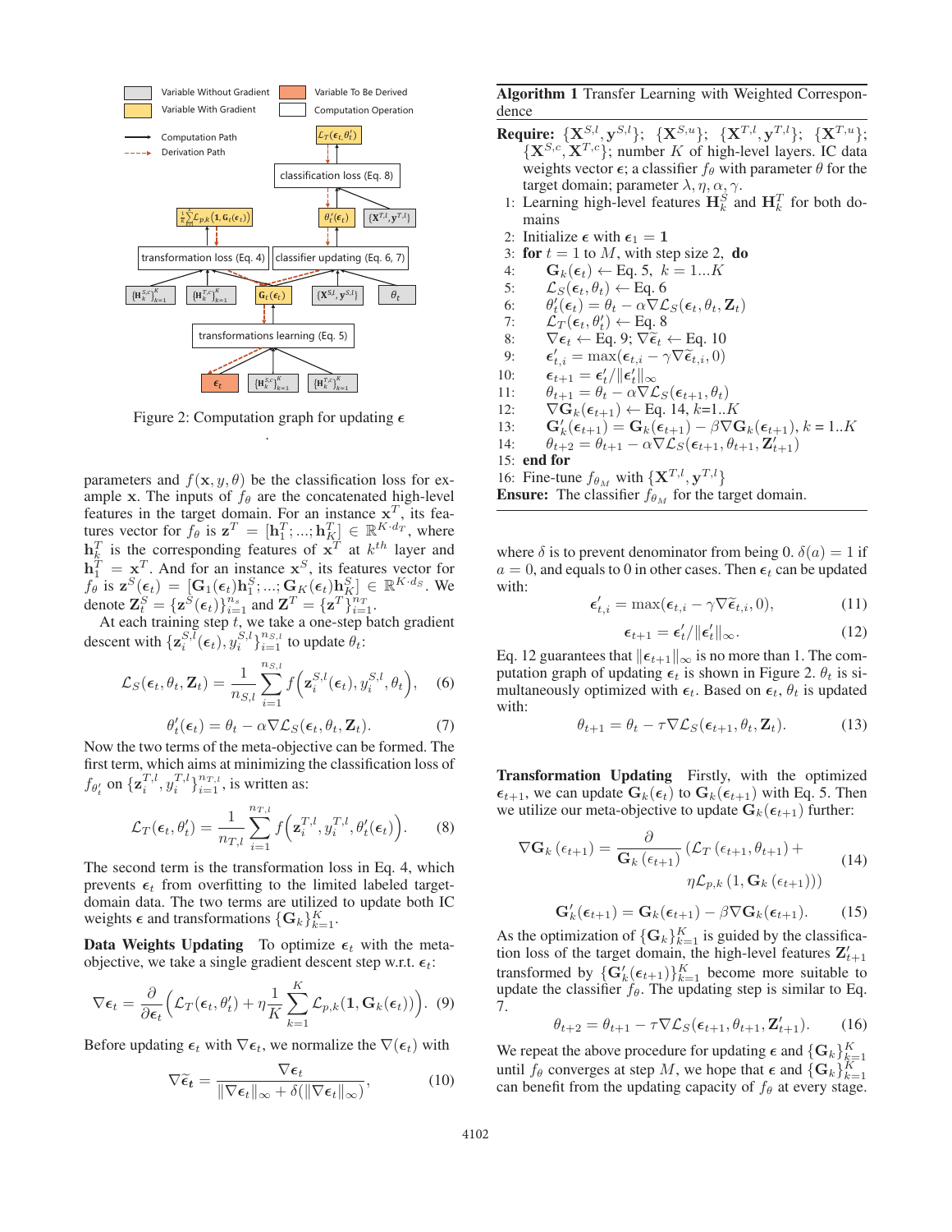Figure 2: Computation graph for updating $\boldsymbol{\epsilon}$
.

parameters and $f(\mathbf{x}, y, \theta)$ be the classification loss for example $\mathbf{x}$. The inputs of $f_\theta$ are the concatenated high-level features in the target domain. For an instance $\mathbf{x}^T$, its features vector for $f_\theta$ is $\mathbf{z}^T = [\mathbf{h}_1^T; ...; \mathbf{h}_K^T] \in \mathbb{R}^{K \cdot d_T}$, where $\mathbf{h}_k^T$ is the corresponding features of $\mathbf{x}^T$ at $k^{th}$ layer and $\mathbf{h}_1^T = \mathbf{x}^T$. And for an instance $\mathbf{x}^S$, its features vector for $f_\theta$ is $\mathbf{z}^S(\boldsymbol{\epsilon}_t) = [\mathbf{G}_1(\boldsymbol{\epsilon}_t)\mathbf{h}_1^S; ...; \mathbf{G}_K(\boldsymbol{\epsilon}_t)\mathbf{h}_K^S] \in \mathbb{R}^{K \cdot d_S}$. We denote $\mathbf{Z}_t^S = \{\mathbf{z}^S(\boldsymbol{\epsilon}_t)\}_{i=1}^{n_s}$ and $\mathbf{Z}^T = \{\mathbf{z}^T\}_{i=1}^{n_T}$.

At each training step $t$, we take a one-step batch gradient descent with $\{\mathbf{z}_i^{S,l}(\boldsymbol{\epsilon}_t), y_i^{S,l}\}_{i=1}^{n_{S,l}}$ to update $\theta_t$:

$$\mathcal{L}_S(\boldsymbol{\epsilon}_t, \theta_t, \mathbf{Z}_t) = \frac{1}{n_{S,l}} \sum_{i=1}^{n_{S,l}} f\Big(\mathbf{z}_i^{S,l}(\boldsymbol{\epsilon}_t), y_i^{S,l}, \theta_t\Big), \quad (6)$$

$$\theta_t'(\boldsymbol{\epsilon}_t) = \theta_t - \alpha \nabla \mathcal{L}_S(\boldsymbol{\epsilon}_t, \theta_t, \mathbf{Z}_t). \quad (7)$$

Now the two terms of the meta-objective can be formed. The first term, which aims at minimizing the classification loss of $f_{\theta_t'}$ on $\{\mathbf{z}_i^{T,l}, y_i^{T,l}\}_{i=1}^{n_{T,l}}$, is written as:

$$\mathcal{L}_T(\boldsymbol{\epsilon}_t, \theta_t') = \frac{1}{n_{T,l}} \sum_{i=1}^{n_{T,l}} f\Big(\mathbf{z}_i^{T,l}, y_i^{T,l}, \theta_t'(\boldsymbol{\epsilon}_t)\Big). \quad (8)$$

The second term is the transformation loss in Eq. 4, which prevents $\boldsymbol{\epsilon}_t$ from overfitting to the limited labeled target-domain data. The two terms are utilized to update both IC weights $\boldsymbol{\epsilon}$ and transformations $\{\mathbf{G}_k\}_{k=1}^K$.

**Data Weights Updating** To optimize $\boldsymbol{\epsilon}_t$ with the meta-objective, we take a single gradient descent step w.r.t. $\boldsymbol{\epsilon}_t$:

$$\nabla \boldsymbol{\epsilon}_t = \frac{\partial}{\partial \boldsymbol{\epsilon}_t}\Big(\mathcal{L}_T(\boldsymbol{\epsilon}_t, \theta_t') + \eta \frac{1}{K}\sum_{k=1}^{K} \mathcal{L}_{p,k}(\mathbf{1}, \mathbf{G}_k(\boldsymbol{\epsilon}_t))\Big). \quad (9)$$

Before updating $\boldsymbol{\epsilon}_t$ with $\nabla \boldsymbol{\epsilon}_t$, we normalize the $\nabla(\boldsymbol{\epsilon}_t)$ with

$$\nabla \widetilde{\boldsymbol{\epsilon}}_t = \frac{\nabla \boldsymbol{\epsilon}_t}{\|\nabla \boldsymbol{\epsilon}_t\|_\infty + \delta(\|\nabla \boldsymbol{\epsilon}_t\|_\infty)}, \quad (10)$$

**Algorithm 1** Transfer Learning with Weighted Correspondence

**Require:** $\{\mathbf{X}^{S,l}, \mathbf{y}^{S,l}\}$; $\{\mathbf{X}^{S,u}\}$; $\{\mathbf{X}^{T,l}, \mathbf{y}^{T,l}\}$; $\{\mathbf{X}^{T,u}\}$; $\{\mathbf{X}^{S,c}, \mathbf{X}^{T,c}\}$; number $K$ of high-level layers. IC data weights vector $\boldsymbol{\epsilon}$; a classifier $f_\theta$ with parameter $\theta$ for the target domain; parameter $\lambda, \eta, \alpha, \gamma$.

1: Learning high-level features $\mathbf{H}_k^S$ and $\mathbf{H}_k^T$ for both domains
2: Initialize $\boldsymbol{\epsilon}$ with $\boldsymbol{\epsilon}_1 = \mathbf{1}$
3: **for** $t = 1$ to $M$, with step size 2, **do**
4: $\quad \mathbf{G}_k(\boldsymbol{\epsilon}_t) \leftarrow$ Eq. 5, $k = 1...K$
5: $\quad \mathcal{L}_S(\boldsymbol{\epsilon}_t, \theta_t) \leftarrow$ Eq. 6
6: $\quad \theta_t'(\boldsymbol{\epsilon}_t) = \theta_t - \alpha \nabla \mathcal{L}_S(\boldsymbol{\epsilon}_t, \theta_t, \mathbf{Z}_t)$
7: $\quad \mathcal{L}_T(\boldsymbol{\epsilon}_t, \theta_t') \leftarrow$ Eq. 8
8: $\quad \nabla \boldsymbol{\epsilon}_t \leftarrow$ Eq. 9; $\nabla \widetilde{\boldsymbol{\epsilon}}_t \leftarrow$ Eq. 10
9: $\quad \boldsymbol{\epsilon}_{t,i}' = \max(\boldsymbol{\epsilon}_{t,i} - \gamma \nabla \widetilde{\boldsymbol{\epsilon}}_{t,i}, 0)$
10: $\quad \boldsymbol{\epsilon}_{t+1} = \boldsymbol{\epsilon}_t' / \|\boldsymbol{\epsilon}_t'\|_\infty$
11: $\quad \theta_{t+1} = \theta_t - \alpha \nabla \mathcal{L}_S(\boldsymbol{\epsilon}_{t+1}, \theta_t)$
12: $\quad \nabla \mathbf{G}_k(\boldsymbol{\epsilon}_{t+1}) \leftarrow$ Eq. 14, $k$=1..$K$
13: $\quad \mathbf{G}_k'(\boldsymbol{\epsilon}_{t+1}) = \mathbf{G}_k(\boldsymbol{\epsilon}_{t+1}) - \beta \nabla \mathbf{G}_k(\boldsymbol{\epsilon}_{t+1})$, $k = 1..K$
14: $\quad \theta_{t+2} = \theta_{t+1} - \alpha \nabla \mathcal{L}_S(\boldsymbol{\epsilon}_{t+1}, \theta_{t+1}, \mathbf{Z}_{t+1}')$
15: **end for**
16: Fine-tune $f_{\theta_M}$ with $\{\mathbf{X}^{T,l}, \mathbf{y}^{T,l}\}$

**Ensure:** The classifier $f_{\theta_M}$ for the target domain.

where $\delta$ is to prevent denominator from being 0. $\delta(a) = 1$ if $a = 0$, and equals to 0 in other cases. Then $\boldsymbol{\epsilon}_t$ can be updated with:

$$\boldsymbol{\epsilon}_{t,i}' = \max(\boldsymbol{\epsilon}_{t,i} - \gamma \nabla \widetilde{\boldsymbol{\epsilon}}_{t,i}, 0), \quad (11)$$

$$\boldsymbol{\epsilon}_{t+1} = \boldsymbol{\epsilon}_t' / \|\boldsymbol{\epsilon}_t'\|_\infty. \quad (12)$$

Eq. 12 guarantees that $\|\boldsymbol{\epsilon}_{t+1}\|_\infty$ is no more than 1. The computation graph of updating $\boldsymbol{\epsilon}_t$ is shown in Figure 2. $\theta_t$ is simultaneously optimized with $\boldsymbol{\epsilon}_t$. Based on $\boldsymbol{\epsilon}_t$, $\theta_t$ is updated with:

$$\theta_{t+1} = \theta_t - \tau \nabla \mathcal{L}_S(\boldsymbol{\epsilon}_{t+1}, \theta_t, \mathbf{Z}_t). \quad (13)$$

**Transformation Updating** Firstly, with the optimized $\boldsymbol{\epsilon}_{t+1}$, we can update $\mathbf{G}_k(\boldsymbol{\epsilon}_t)$ to $\mathbf{G}_k(\boldsymbol{\epsilon}_{t+1})$ with Eq. 5. Then we utilize our meta-objective to update $\mathbf{G}_k(\boldsymbol{\epsilon}_{t+1})$ further:

$$\nabla \mathbf{G}_k(\epsilon_{t+1}) = \frac{\partial}{\mathbf{G}_k(\epsilon_{t+1})}\big(\mathcal{L}_T(\epsilon_{t+1}, \theta_{t+1}) + \eta \mathcal{L}_{p,k}(1, \mathbf{G}_k(\epsilon_{t+1}))\big) \quad (14)$$

$$\mathbf{G}_k'(\boldsymbol{\epsilon}_{t+1}) = \mathbf{G}_k(\boldsymbol{\epsilon}_{t+1}) - \beta \nabla \mathbf{G}_k(\boldsymbol{\epsilon}_{t+1}). \quad (15)$$

As the optimization of $\{\mathbf{G}_k\}_{k=1}^K$ is guided by the classification loss of the target domain, the high-level features $\mathbf{Z}_{t+1}'$ transformed by $\{\mathbf{G}_k'(\boldsymbol{\epsilon}_{t+1})\}_{k=1}^K$ become more suitable to update the classifier $f_\theta$. The updating step is similar to Eq. 7.

$$\theta_{t+2} = \theta_{t+1} - \tau \nabla \mathcal{L}_S(\boldsymbol{\epsilon}_{t+1}, \theta_{t+1}, \mathbf{Z}_{t+1}'). \quad (16)$$

We repeat the above procedure for updating $\boldsymbol{\epsilon}$ and $\{\mathbf{G}_k\}_{k=1}^K$ until $f_\theta$ converges at step $M$, we hope that $\boldsymbol{\epsilon}$ and $\{\mathbf{G}_k\}_{k=1}^K$ can benefit from the updating capacity of $f_\theta$ at every stage.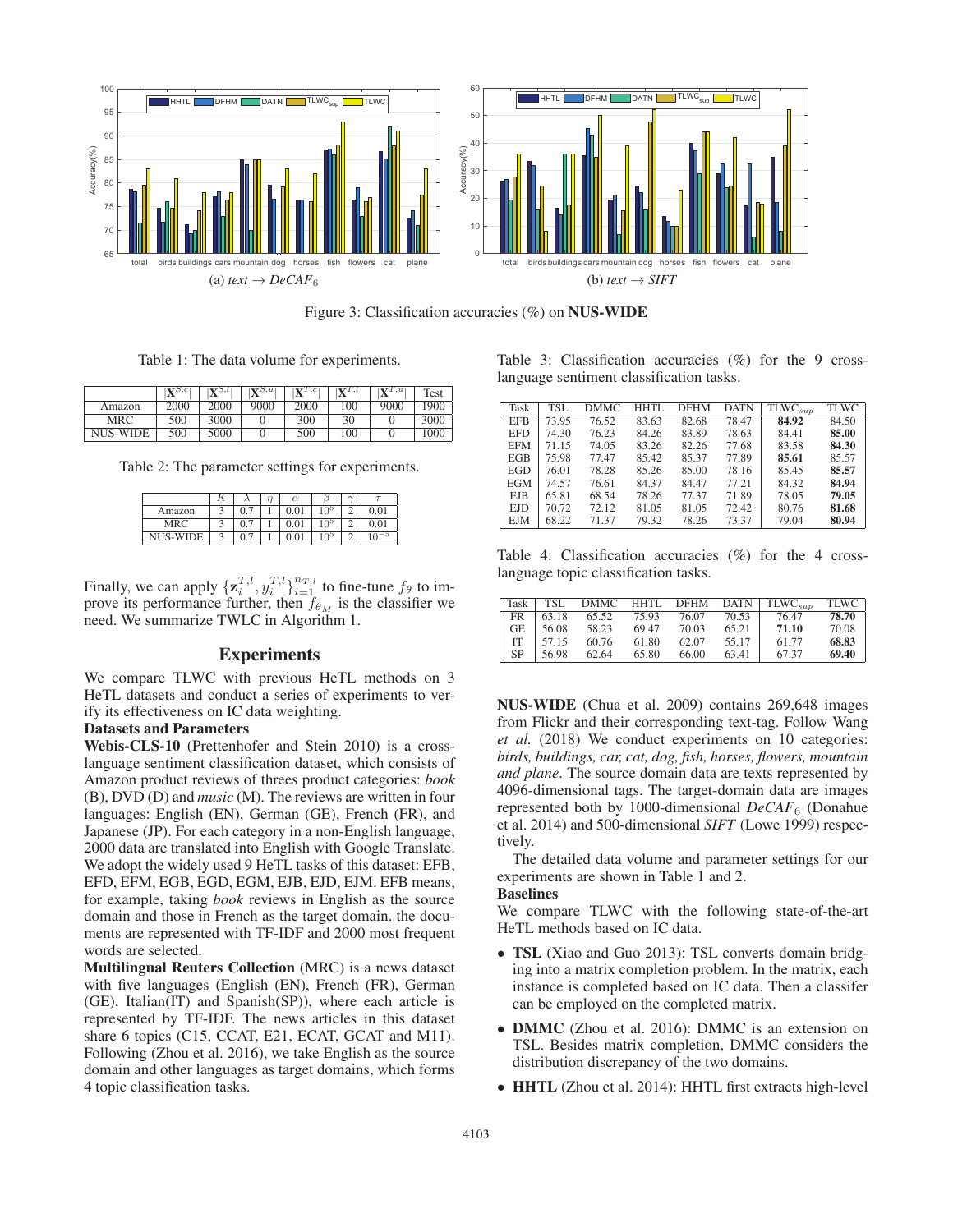Figure 3: Classification accuracies (%) on **NUS-WIDE**

(a) *text* → *DeCAF*$_6$

(b) *text* → *SIFT*

Table 1: The data volume for experiments.

|  | $\|\mathbf{X}^{S,c}\|$ | $\|\mathbf{X}^{S,l}\|$ | $\|\mathbf{X}^{S,u}\|$ | $\|\mathbf{X}^{T,c}\|$ | $\|\mathbf{X}^{T,l}\|$ | $\|\mathbf{X}^{T,u}\|$ | Test |
|---|---|---|---|---|---|---|---|
| Amazon | 2000 | 2000 | 9000 | 2000 | 100 | 9000 | 1900 |
| MRC | 500 | 3000 | 0 | 300 | 30 | 0 | 3000 |
| NUS-WIDE | 500 | 5000 | 0 | 500 | 100 | 0 | 1000 |

Table 2: The parameter settings for experiments.

|  | $K$ | $\lambda$ | $\eta$ | $\alpha$ | $\beta$ | $\gamma$ | $\tau$ |
|---|---|---|---|---|---|---|---|
| Amazon | 3 | 0.7 | 1 | 0.01 | $10^5$ | 2 | 0.01 |
| MRC | 3 | 0.7 | 1 | 0.01 | $10^5$ | 2 | 0.01 |
| NUS-WIDE | 3 | 0.7 | 1 | 0.01 | $10^5$ | 2 | $10^{-5}$ |

Finally, we can apply $\{\mathbf{z}_i^{T,l}, y_i^{T,l}\}_{i=1}^{n_{T,l}}$ to fine-tune $f_\theta$ to improve its performance further, then $f_{\theta_M}$ is the classifier we need. We summarize TWLC in Algorithm 1.

## Experiments

We compare TLWC with previous HeTL methods on 3 HeTL datasets and conduct a series of experiments to verify its effectiveness on IC data weighting.

### Datasets and Parameters

**Webis-CLS-10** (Prettenhofer and Stein 2010) is a cross-language sentiment classification dataset, which consists of Amazon product reviews of threes product categories: *book* (B), DVD (D) and *music* (M). The reviews are written in four languages: English (EN), German (GE), French (FR), and Japanese (JP). For each category in a non-English language, 2000 data are translated into English with Google Translate. We adopt the widely used 9 HeTL tasks of this dataset: EFB, EFD, EFM, EGB, EGD, EGM, EJB, EJD, EJM. EFB means, for example, taking *book* reviews in English as the source domain and those in French as the target domain. the documents are represented with TF-IDF and 2000 most frequent words are selected.

**Multilingual Reuters Collection** (MRC) is a news dataset with five languages (English (EN), French (FR), German (GE), Italian(IT) and Spanish(SP)), where each article is represented by TF-IDF. The news articles in this dataset share 6 topics (C15, CCAT, E21, ECAT, GCAT and M11). Following (Zhou et al. 2016), we take English as the source domain and other languages as target domains, which forms 4 topic classification tasks.

Table 3: Classification accuracies (%) for the 9 cross-language sentiment classification tasks.

| Task | TSL | DMMC | HHTL | DFHM | DATN | TLWC$_{sup}$ | TLWC |
|---|---|---|---|---|---|---|---|
| EFB | 73.95 | 76.52 | 83.63 | 82.68 | 78.47 | **84.92** | 84.50 |
| EFD | 74.30 | 76.23 | 84.26 | 83.89 | 78.63 | 84.41 | **85.00** |
| EFM | 71.15 | 74.05 | 83.26 | 82.26 | 77.68 | 83.58 | **84.30** |
| EGB | 75.98 | 77.47 | 85.42 | 85.37 | 77.89 | **85.61** | 85.57 |
| EGD | 76.01 | 78.28 | 85.26 | 85.00 | 78.16 | 85.45 | **85.57** |
| EGM | 74.57 | 76.61 | 84.37 | 84.47 | 77.21 | 84.32 | **84.94** |
| EJB | 65.81 | 68.54 | 78.26 | 77.37 | 71.89 | 78.05 | **79.05** |
| EJD | 70.72 | 72.12 | 81.05 | 81.05 | 72.42 | 80.76 | **81.68** |
| EJM | 68.22 | 71.37 | 79.32 | 78.26 | 73.37 | 79.04 | **80.94** |

Table 4: Classification accuracies (%) for the 4 cross-language topic classification tasks.

| Task | TSL | DMMC | HHTL | DFHM | DATN | TLWC$_{sup}$ | TLWC |
|---|---|---|---|---|---|---|---|
| FR | 63.18 | 65.52 | 75.93 | 76.07 | 70.53 | 76.47 | **78.70** |
| GE | 56.08 | 58.23 | 69.47 | 70.03 | 65.21 | **71.10** | 70.08 |
| IT | 57.15 | 60.76 | 61.80 | 62.07 | 55.17 | 61.77 | **68.83** |
| SP | 56.98 | 62.64 | 65.80 | 66.00 | 63.41 | 67.37 | **69.40** |

**NUS-WIDE** (Chua et al. 2009) contains 269,648 images from Flickr and their corresponding text-tag. Follow Wang *et al.* (2018) We conduct experiments on 10 categories: *birds, buildings, car, cat, dog, fish, horses, flowers, mountain and plane*. The source domain data are texts represented by 4096-dimensional tags. The target-domain data are images represented both by 1000-dimensional *DeCAF*$_6$ (Donahue et al. 2014) and 500-dimensional *SIFT* (Lowe 1999) respectively.

The detailed data volume and parameter settings for our experiments are shown in Table 1 and 2.

### Baselines

We compare TLWC with the following state-of-the-art HeTL methods based on IC data.

- **TSL** (Xiao and Guo 2013): TSL converts domain bridging into a matrix completion problem. In the matrix, each instance is completed based on IC data. Then a classifer can be employed on the completed matrix.
- **DMMC** (Zhou et al. 2016): DMMC is an extension on TSL. Besides matrix completion, DMMC considers the distribution discrepancy of the two domains.
- **HHTL** (Zhou et al. 2014): HHTL first extracts high-level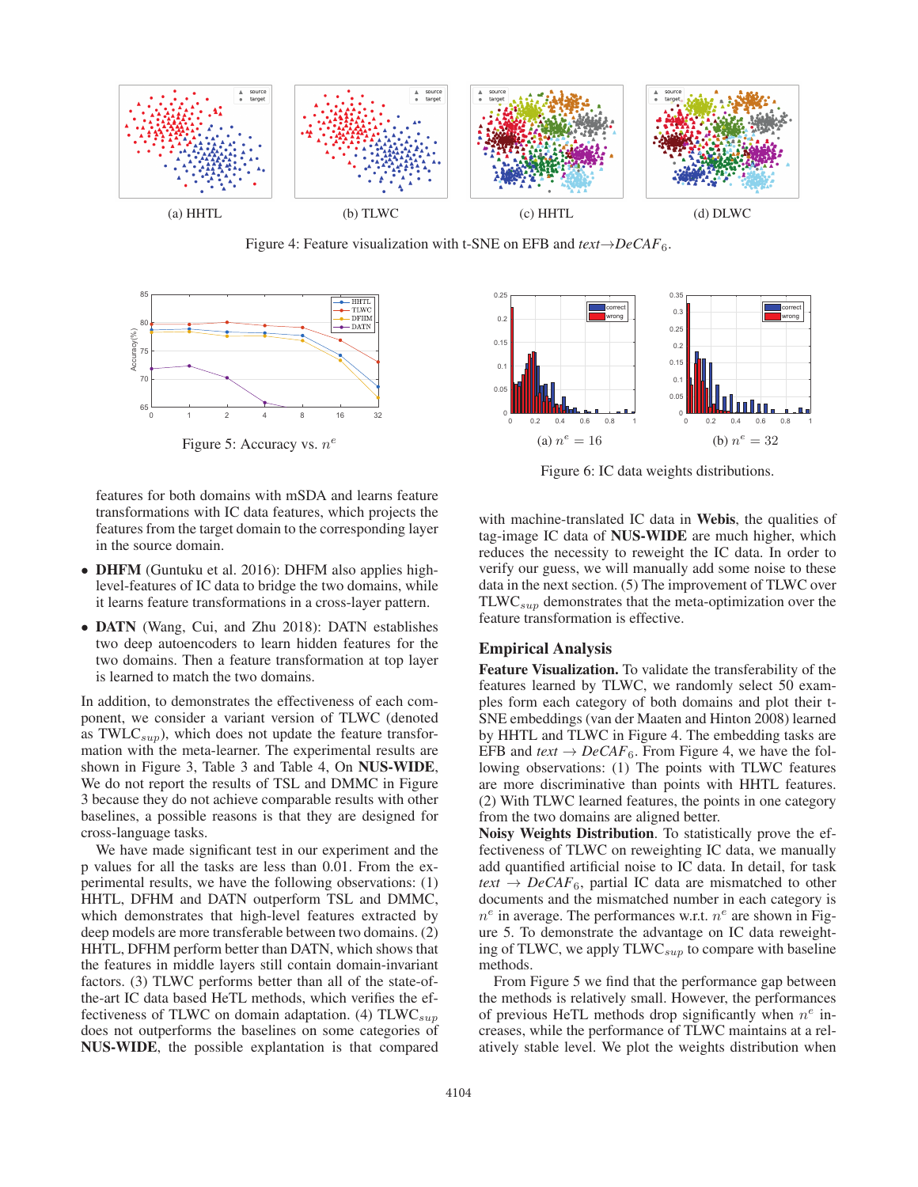(a) HHTL

(b) TLWC

(c) HHTL

(d) DLWC

Figure 4: Feature visualization with t-SNE on EFB and *text*→*DeCAF*$_6$.

Figure 5: Accuracy vs. $n^e$

(a) $n^e = 16$

(b) $n^e = 32$

Figure 6: IC data weights distributions.

features for both domains with mSDA and learns feature transformations with IC data features, which projects the features from the target domain to the corresponding layer in the source domain.

- **DHFM** (Guntuku et al. 2016): DHFM also applies high-level-features of IC data to bridge the two domains, while it learns feature transformations in a cross-layer pattern.
- **DATN** (Wang, Cui, and Zhu 2018): DATN establishes two deep autoencoders to learn hidden features for the two domains. Then a feature transformation at top layer is learned to match the two domains.

In addition, to demonstrates the effectiveness of each component, we consider a variant version of TLWC (denoted as TWLC$_{sup}$), which does not update the feature transformation with the meta-learner. The experimental results are shown in Figure 3, Table 3 and Table 4, On **NUS-WIDE**, We do not report the results of TSL and DMMC in Figure 3 because they do not achieve comparable results with other baselines, a possible reasons is that they are designed for cross-language tasks.

We have made significant test in our experiment and the p values for all the tasks are less than 0.01. From the experimental results, we have the following observations: (1) HHTL, DFHM and DATN outperform TSL and DMMC, which demonstrates that high-level features extracted by deep models are more transferable between two domains. (2) HHTL, DFHM perform better than DATN, which shows that the features in middle layers still contain domain-invariant factors. (3) TLWC performs better than all of the state-of-the-art IC data based HeTL methods, which verifies the effectiveness of TLWC on domain adaptation. (4) TLWC$_{sup}$ does not outperforms the baselines on some categories of **NUS-WIDE**, the possible explantation is that compared with machine-translated IC data in **Webis**, the qualities of tag-image IC data of **NUS-WIDE** are much higher, which reduces the necessity to reweight the IC data. In order to verify our guess, we will manually add some noise to these data in the next section. (5) The improvement of TLWC over TLWC$_{sup}$ demonstrates that the meta-optimization over the feature transformation is effective.

## Empirical Analysis

**Feature Visualization.** To validate the transferability of the features learned by TLWC, we randomly select 50 examples form each category of both domains and plot their t-SNE embeddings (van der Maaten and Hinton 2008) learned by HHTL and TLWC in Figure 4. The embedding tasks are EFB and *text* → *DeCAF*$_6$. From Figure 4, we have the following observations: (1) The points with TLWC features are more discriminative than points with HHTL features. (2) With TLWC learned features, the points in one category from the two domains are aligned better.

**Noisy Weights Distribution**. To statistically prove the effectiveness of TLWC on reweighting IC data, we manually add quantified artificial noise to IC data. In detail, for task *text* → *DeCAF*$_6$, partial IC data are mismatched to other documents and the mismatched number in each category is $n^e$ in average. The performances w.r.t. $n^e$ are shown in Figure 5. To demonstrate the advantage on IC data reweighting of TLWC, we apply TLWC$_{sup}$ to compare with baseline methods.

From Figure 5 we find that the performance gap between the methods is relatively small. However, the performances of previous HeTL methods drop significantly when $n^e$ increases, while the performance of TLWC maintains at a relatively stable level. We plot the weights distribution when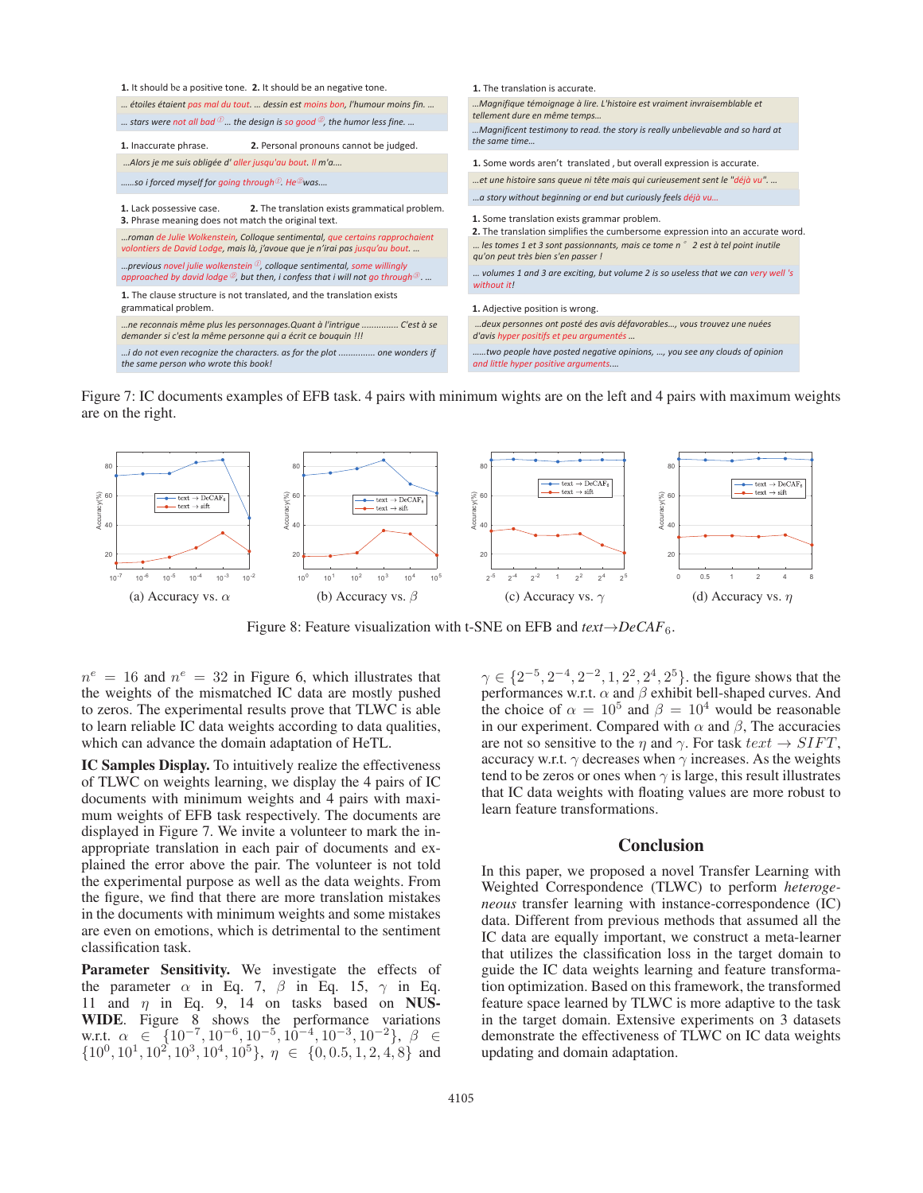**1.** It should be a positive tone. **2.** It should be an negative tone.

…étoiles étaient pas mal du tout. … dessin est moins bon, l'humour moins fin. …

… stars were not all bad [1] … the design is so good [2], the humor less fine. …

**1.** Inaccurate phrase. **2.** Personal pronouns cannot be judged.

…Alors je me suis obligée d' aller jusqu'au bout. Il m'a….

……so i forced myself for going through [1]. He [2] was….

**1.** Lack possessive case. **2.** The translation exists grammatical problem.
**3.** Phrase meaning does not match the original text.

…roman de Julie Wolkenstein, Colloque sentimental, que certains rapprochaient volontiers de David Lodge, mais là, j'avoue que je n'irai pas jusqu'au bout. …

…previous novel julie wolkenstein [1], colloque sentimental, some willingly approached by david lodge [2], but then, i confess that i will not go through [3]. …

**1.** The clause structure is not translated, and the translation exists grammatical problem.

…ne reconnais même plus les personnages.Quant à l'intrigue .............. C'est à se demander si c'est la même personne qui a écrit ce bouquin !!!

…i do not even recognize the characters. as for the plot .............. one wonders if the same person who wrote this book!

**1.** The translation is accurate.

…Magnifique témoignage à lire. L'histoire est vraiment invraisemblable et tellement dure en même temps…

…Magnificent testimony to read. the story is really unbelievable and so hard at the same time…

**1.** Some words aren't translated , but overall expression is accurate.

…et une histoire sans queue ni tête mais qui curieusement sent le "déjà vu". …

…a story without beginning or end but curiously feels déjà vu…

**1.** Some translation exists grammar problem.
**2.** The translation simplifies the cumbersome expression into an accurate word.

… les tomes 1 et 3 sont passionnants, mais ce tome n° 2 est à tel point inutile qu'on peut très bien s'en passer !

… volumes 1 and 3 are exciting, but volume 2 is so useless that we can very well 's without it!

**1.** Adjective position is wrong.

…deux personnes ont posté des avis défavorables…, vous trouvez une nuées d'avis hyper positifs et peu argumentés …

……two people have posted negative opinions, …, you see any clouds of opinion and little hyper positive arguments.…

Figure 7: IC documents examples of EFB task. 4 pairs with minimum wights are on the left and 4 pairs with maximum weights are on the right.

(a) Accuracy vs. $\alpha$ (b) Accuracy vs. $\beta$ (c) Accuracy vs. $\gamma$ (d) Accuracy vs. $\eta$

Figure 8: Feature visualization with t-SNE on EFB and *text→DeCAF*$_6$.

$n^e = 16$ and $n^e = 32$ in Figure 6, which illustrates that the weights of the mismatched IC data are mostly pushed to zeros. The experimental results prove that TLWC is able to learn reliable IC data weights according to data qualities, which can advance the domain adaptation of HeTL.

**IC Samples Display.** To intuitively realize the effectiveness of TLWC on weights learning, we display the 4 pairs of IC documents with minimum weights and 4 pairs with maximum weights of EFB task respectively. The documents are displayed in Figure 7. We invite a volunteer to mark the inappropriate translation in each pair of documents and explained the error above the pair. The volunteer is not told the experimental purpose as well as the data weights. From the figure, we find that there are more translation mistakes in the documents with minimum weights and some mistakes are even on emotions, which is detrimental to the sentiment classification task.

**Parameter Sensitivity.** We investigate the effects of the parameter $\alpha$ in Eq. 7, $\beta$ in Eq. 15, $\gamma$ in Eq. 11 and $\eta$ in Eq. 9, 14 on tasks based on **NUS-WIDE**. Figure 8 shows the performance variations w.r.t. $\alpha \in \{10^{-7}, 10^{-6}, 10^{-5}, 10^{-4}, 10^{-3}, 10^{-2}\}$, $\beta \in \{10^0, 10^1, 10^2, 10^3, 10^4, 10^5\}$, $\eta \in \{0, 0.5, 1, 2, 4, 8\}$ and $\gamma \in \{2^{-5}, 2^{-4}, 2^{-2}, 1, 2^2, 2^4, 2^5\}$. the figure shows that the performances w.r.t. $\alpha$ and $\beta$ exhibit bell-shaped curves. And the choice of $\alpha = 10^5$ and $\beta = 10^4$ would be reasonable in our experiment. Compared with $\alpha$ and $\beta$, The accuracies are not so sensitive to the $\eta$ and $\gamma$. For task $text \rightarrow SIFT$, accuracy w.r.t. $\gamma$ decreases when $\gamma$ increases. As the weights tend to be zeros or ones when $\gamma$ is large, this result illustrates that IC data weights with floating values are more robust to learn feature transformations.

## Conclusion

In this paper, we proposed a novel Transfer Learning with Weighted Correspondence (TLWC) to perform *heterogeneous* transfer learning with instance-correspondence (IC) data. Different from previous methods that assumed all the IC data are equally important, we construct a meta-learner that utilizes the classification loss in the target domain to guide the IC data weights learning and feature transformation optimization. Based on this framework, the transformed feature space learned by TLWC is more adaptive to the task in the target domain. Extensive experiments on 3 datasets demonstrate the effectiveness of TLWC on IC data weights updating and domain adaptation.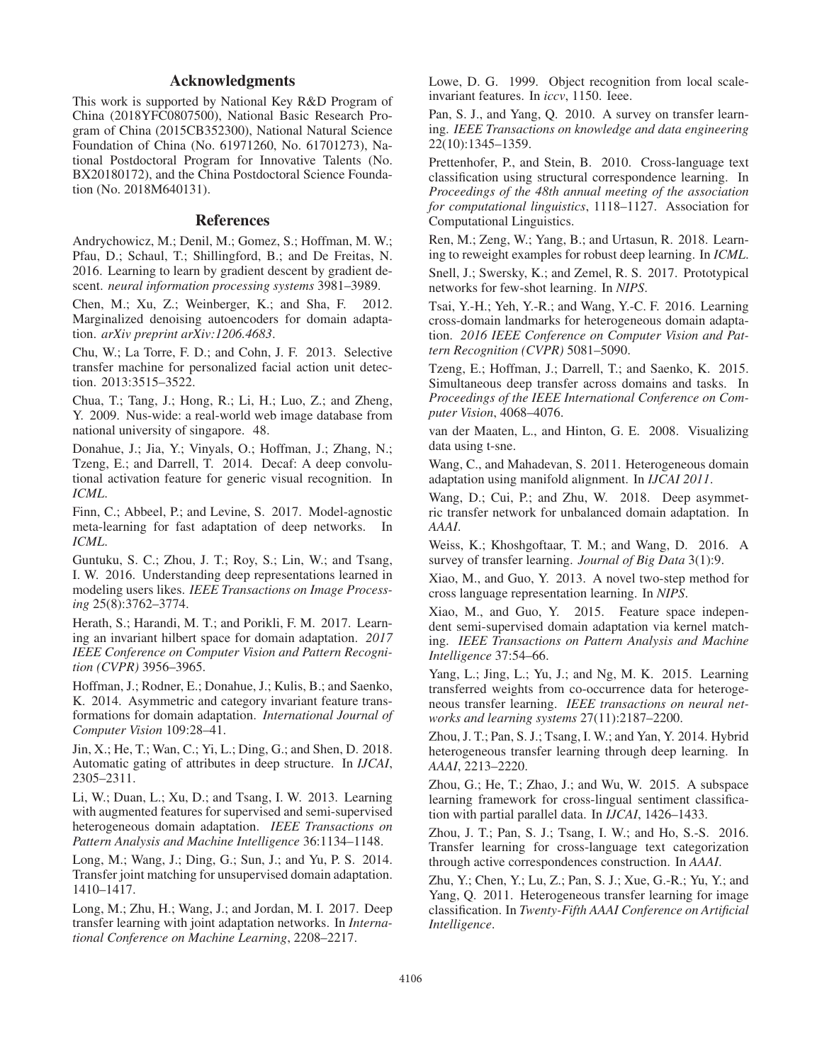## Acknowledgments

This work is supported by National Key R&D Program of China (2018YFC0807500), National Basic Research Program of China (2015CB352300), National Natural Science Foundation of China (No. 61971260, No. 61701273), National Postdoctoral Program for Innovative Talents (No. BX20180172), and the China Postdoctoral Science Foundation (No. 2018M640131).

## References

Andrychowicz, M.; Denil, M.; Gomez, S.; Hoffman, M. W.; Pfau, D.; Schaul, T.; Shillingford, B.; and De Freitas, N. 2016. Learning to learn by gradient descent by gradient descent. *neural information processing systems* 3981–3989.

Chen, M.; Xu, Z.; Weinberger, K.; and Sha, F. 2012. Marginalized denoising autoencoders for domain adaptation. *arXiv preprint arXiv:1206.4683*.

Chu, W.; La Torre, F. D.; and Cohn, J. F. 2013. Selective transfer machine for personalized facial action unit detection. 2013:3515–3522.

Chua, T.; Tang, J.; Hong, R.; Li, H.; Luo, Z.; and Zheng, Y. 2009. Nus-wide: a real-world web image database from national university of singapore. 48.

Donahue, J.; Jia, Y.; Vinyals, O.; Hoffman, J.; Zhang, N.; Tzeng, E.; and Darrell, T. 2014. Decaf: A deep convolutional activation feature for generic visual recognition. In *ICML*.

Finn, C.; Abbeel, P.; and Levine, S. 2017. Model-agnostic meta-learning for fast adaptation of deep networks. In *ICML*.

Guntuku, S. C.; Zhou, J. T.; Roy, S.; Lin, W.; and Tsang, I. W. 2016. Understanding deep representations learned in modeling users likes. *IEEE Transactions on Image Processing* 25(8):3762–3774.

Herath, S.; Harandi, M. T.; and Porikli, F. M. 2017. Learning an invariant hilbert space for domain adaptation. *2017 IEEE Conference on Computer Vision and Pattern Recognition (CVPR)* 3956–3965.

Hoffman, J.; Rodner, E.; Donahue, J.; Kulis, B.; and Saenko, K. 2014. Asymmetric and category invariant feature transformations for domain adaptation. *International Journal of Computer Vision* 109:28–41.

Jin, X.; He, T.; Wan, C.; Yi, L.; Ding, G.; and Shen, D. 2018. Automatic gating of attributes in deep structure. In *IJCAI*, 2305–2311.

Li, W.; Duan, L.; Xu, D.; and Tsang, I. W. 2013. Learning with augmented features for supervised and semi-supervised heterogeneous domain adaptation. *IEEE Transactions on Pattern Analysis and Machine Intelligence* 36:1134–1148.

Long, M.; Wang, J.; Ding, G.; Sun, J.; and Yu, P. S. 2014. Transfer joint matching for unsupervised domain adaptation. 1410–1417.

Long, M.; Zhu, H.; Wang, J.; and Jordan, M. I. 2017. Deep transfer learning with joint adaptation networks. In *International Conference on Machine Learning*, 2208–2217.

Lowe, D. G. 1999. Object recognition from local scale-invariant features. In *iccv*, 1150. Ieee.

Pan, S. J., and Yang, Q. 2010. A survey on transfer learning. *IEEE Transactions on knowledge and data engineering* 22(10):1345–1359.

Prettenhofer, P., and Stein, B. 2010. Cross-language text classification using structural correspondence learning. In *Proceedings of the 48th annual meeting of the association for computational linguistics*, 1118–1127. Association for Computational Linguistics.

Ren, M.; Zeng, W.; Yang, B.; and Urtasun, R. 2018. Learning to reweight examples for robust deep learning. In *ICML*.

Snell, J.; Swersky, K.; and Zemel, R. S. 2017. Prototypical networks for few-shot learning. In *NIPS*.

Tsai, Y.-H.; Yeh, Y.-R.; and Wang, Y.-C. F. 2016. Learning cross-domain landmarks for heterogeneous domain adaptation. *2016 IEEE Conference on Computer Vision and Pattern Recognition (CVPR)* 5081–5090.

Tzeng, E.; Hoffman, J.; Darrell, T.; and Saenko, K. 2015. Simultaneous deep transfer across domains and tasks. In *Proceedings of the IEEE International Conference on Computer Vision*, 4068–4076.

van der Maaten, L., and Hinton, G. E. 2008. Visualizing data using t-sne.

Wang, C., and Mahadevan, S. 2011. Heterogeneous domain adaptation using manifold alignment. In *IJCAI 2011*.

Wang, D.; Cui, P.; and Zhu, W. 2018. Deep asymmetric transfer network for unbalanced domain adaptation. In *AAAI*.

Weiss, K.; Khoshgoftaar, T. M.; and Wang, D. 2016. A survey of transfer learning. *Journal of Big Data* 3(1):9.

Xiao, M., and Guo, Y. 2013. A novel two-step method for cross language representation learning. In *NIPS*.

Xiao, M., and Guo, Y. 2015. Feature space independent semi-supervised domain adaptation via kernel matching. *IEEE Transactions on Pattern Analysis and Machine Intelligence* 37:54–66.

Yang, L.; Jing, L.; Yu, J.; and Ng, M. K. 2015. Learning transferred weights from co-occurrence data for heterogeneous transfer learning. *IEEE transactions on neural networks and learning systems* 27(11):2187–2200.

Zhou, J. T.; Pan, S. J.; Tsang, I. W.; and Yan, Y. 2014. Hybrid heterogeneous transfer learning through deep learning. In *AAAI*, 2213–2220.

Zhou, G.; He, T.; Zhao, J.; and Wu, W. 2015. A subspace learning framework for cross-lingual sentiment classification with partial parallel data. In *IJCAI*, 1426–1433.

Zhou, J. T.; Pan, S. J.; Tsang, I. W.; and Ho, S.-S. 2016. Transfer learning for cross-language text categorization through active correspondences construction. In *AAAI*.

Zhu, Y.; Chen, Y.; Lu, Z.; Pan, S. J.; Xue, G.-R.; Yu, Y.; and Yang, Q. 2011. Heterogeneous transfer learning for image classification. In *Twenty-Fifth AAAI Conference on Artificial Intelligence*.